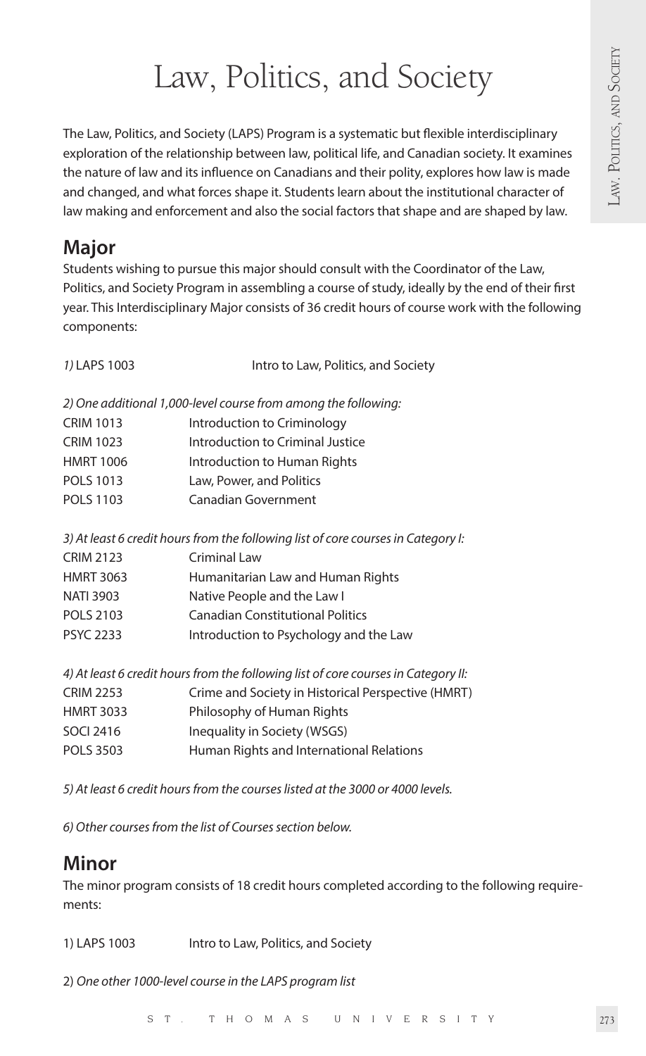# Law, Politics, and Society

The Law, Politics, and Society (LAPS) Program is a systematic but flexible interdisciplinary exploration of the relationship between law, political life, and Canadian society. It examines the nature of law and its influence on Canadians and their polity, explores how law is made and changed, and what forces shape it. Students learn about the institutional character of law making and enforcement and also the social factors that shape and are shaped by law.

## Major

Students wishing to pursue this major should consult with the Coordinator of the Law, Politics, and Society Program in assembling a course of study, ideally by the end of their first year. This Interdisciplinary Major consists of 36 credit hours of course work with the following components:

*1)* LAPS 1003 Intro to Law, Politics, and Society

*2) One additional 1,000-level course from among the following:*

| | |
|---|---|
| CRIM 1013 | Introduction to Criminology |
| CRIM 1023 | Introduction to Criminal Justice |
| HMRT 1006 | Introduction to Human Rights |
| POLS 1013 | Law, Power, and Politics |
| POLS 1103 | Canadian Government |

*3) At least 6 credit hours from the following list of core courses in Category I:*

| | |
|---|---|
| CRIM 2123 | Criminal Law |
| HMRT 3063 | Humanitarian Law and Human Rights |
| NATI 3903 | Native People and the Law I |
| POLS 2103 | Canadian Constitutional Politics |
| PSYC 2233 | Introduction to Psychology and the Law |

*4) At least 6 credit hours from the following list of core courses in Category II:*

| | |
|---|---|
| CRIM 2253 | Crime and Society in Historical Perspective (HMRT) |
| HMRT 3033 | Philosophy of Human Rights |
| SOCI 2416 | Inequality in Society (WSGS) |
| POLS 3503 | Human Rights and International Relations |

*5) At least 6 credit hours from the courses listed at the 3000 or 4000 levels.*

*6) Other courses from the list of Courses section below.*

## Minor

The minor program consists of 18 credit hours completed according to the following requirements:

1) LAPS 1003 Intro to Law, Politics, and Society

2) *One other 1000-level course in the LAPS program list*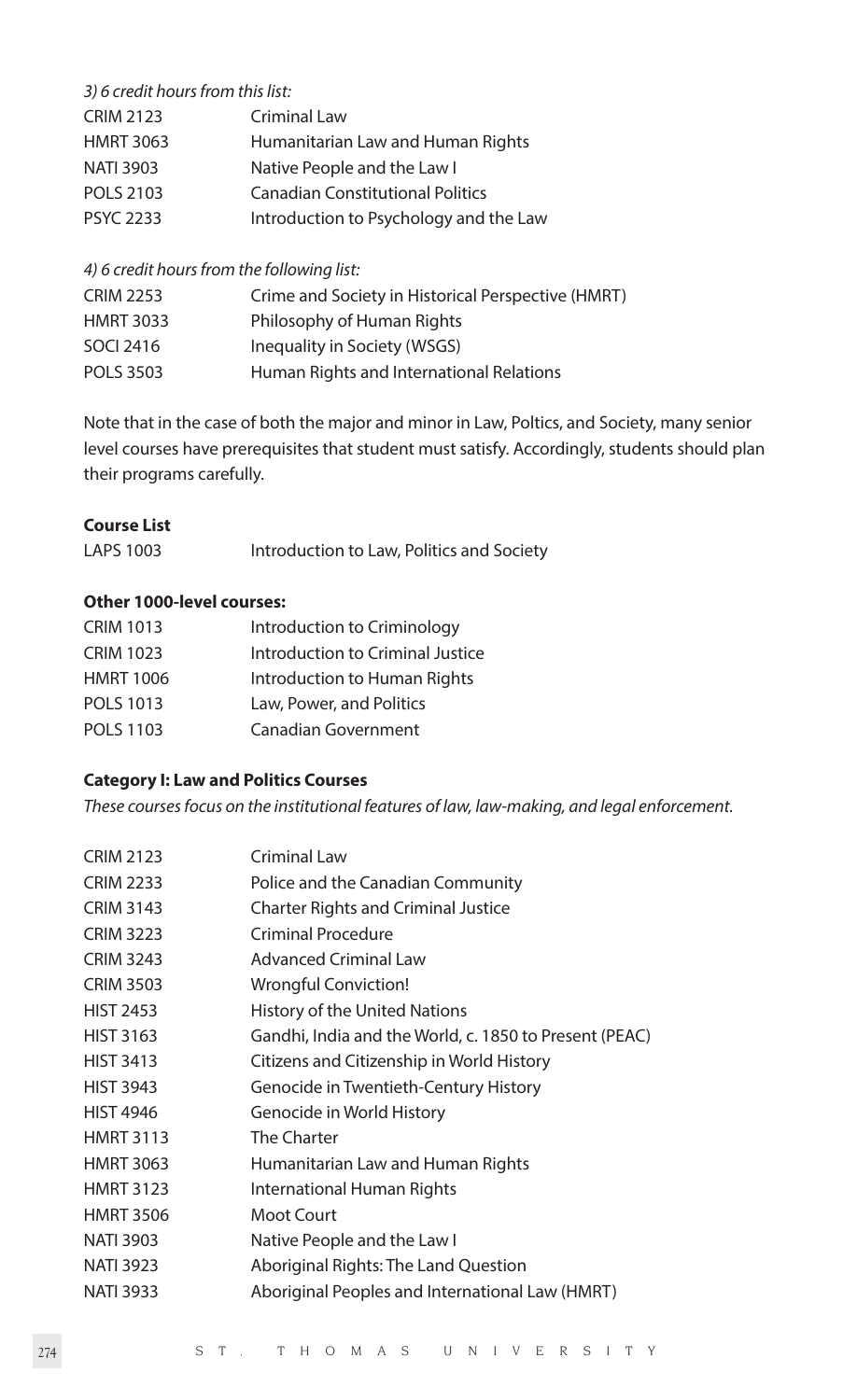*3) 6 credit hours from this list:*

| | |
|---|---|
| CRIM 2123 | Criminal Law |
| HMRT 3063 | Humanitarian Law and Human Rights |
| NATI 3903 | Native People and the Law I |
| POLS 2103 | Canadian Constitutional Politics |
| PSYC 2233 | Introduction to Psychology and the Law |

*4) 6 credit hours from the following list:*

| | |
|---|---|
| CRIM 2253 | Crime and Society in Historical Perspective (HMRT) |
| HMRT 3033 | Philosophy of Human Rights |
| SOCI 2416 | Inequality in Society (WSGS) |
| POLS 3503 | Human Rights and International Relations |

Note that in the case of both the major and minor in Law, Poltics, and Society, many senior level courses have prerequisites that student must satisfy. Accordingly, students should plan their programs carefully.

**Course List**

| | |
|---|---|
| LAPS 1003 | Introduction to Law, Politics and Society |

**Other 1000-level courses:**

| | |
|---|---|
| CRIM 1013 | Introduction to Criminology |
| CRIM 1023 | Introduction to Criminal Justice |
| HMRT 1006 | Introduction to Human Rights |
| POLS 1013 | Law, Power, and Politics |
| POLS 1103 | Canadian Government |

**Category I: Law and Politics Courses**

*These courses focus on the institutional features of law, law-making, and legal enforcement.*

| | |
|---|---|
| CRIM 2123 | Criminal Law |
| CRIM 2233 | Police and the Canadian Community |
| CRIM 3143 | Charter Rights and Criminal Justice |
| CRIM 3223 | Criminal Procedure |
| CRIM 3243 | Advanced Criminal Law |
| CRIM 3503 | Wrongful Conviction! |
| HIST 2453 | History of the United Nations |
| HIST 3163 | Gandhi, India and the World, c. 1850 to Present (PEAC) |
| HIST 3413 | Citizens and Citizenship in World History |
| HIST 3943 | Genocide in Twentieth-Century History |
| HIST 4946 | Genocide in World History |
| HMRT 3113 | The Charter |
| HMRT 3063 | Humanitarian Law and Human Rights |
| HMRT 3123 | International Human Rights |
| HMRT 3506 | Moot Court |
| NATI 3903 | Native People and the Law I |
| NATI 3923 | Aboriginal Rights: The Land Question |
| NATI 3933 | Aboriginal Peoples and International Law (HMRT) |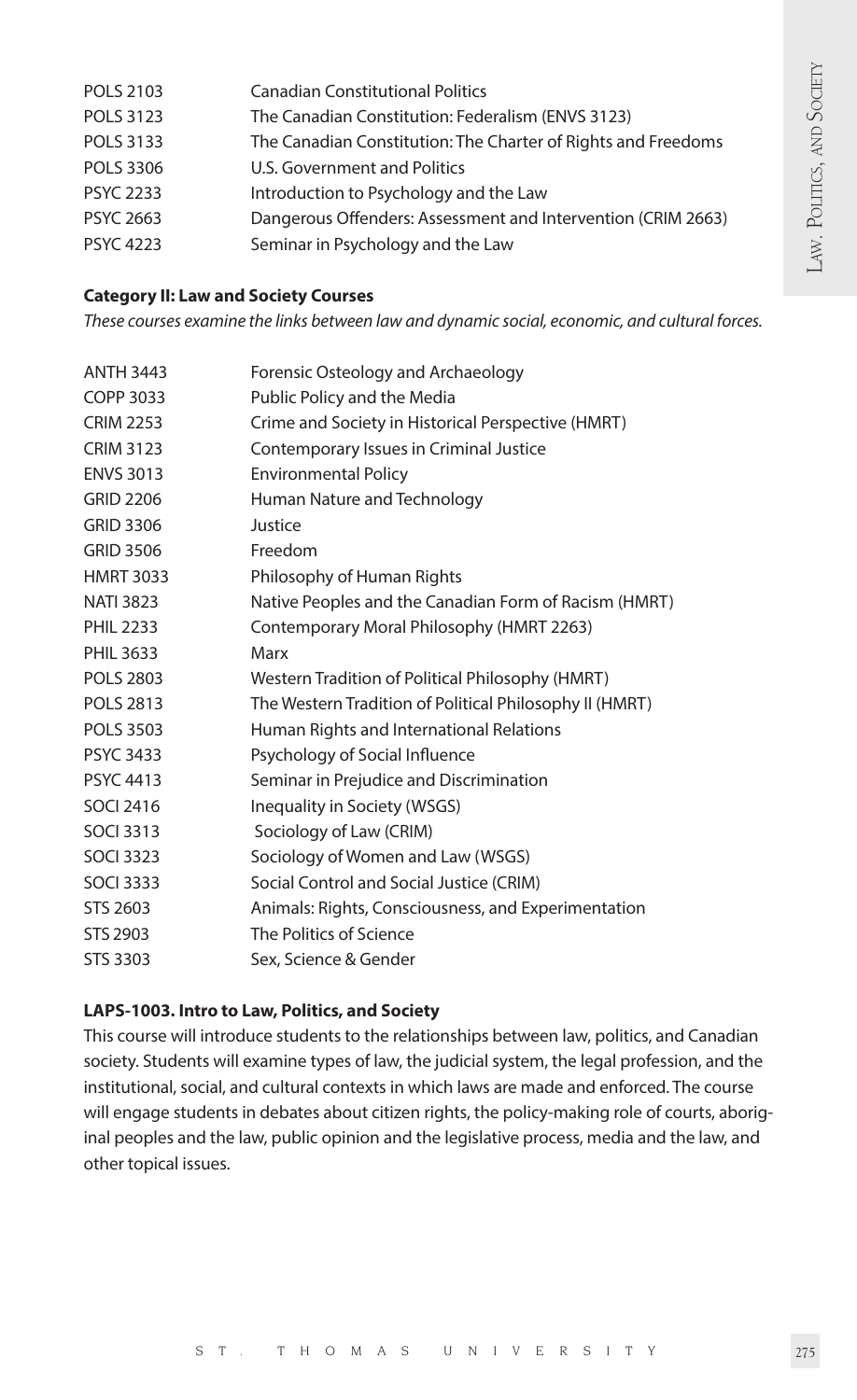| | |
|---|---|
| POLS 2103 | Canadian Constitutional Politics |
| POLS 3123 | The Canadian Constitution: Federalism (ENVS 3123) |
| POLS 3133 | The Canadian Constitution: The Charter of Rights and Freedoms |
| POLS 3306 | U.S. Government and Politics |
| PSYC 2233 | Introduction to Psychology and the Law |
| PSYC 2663 | Dangerous Offenders: Assessment and Intervention (CRIM 2663) |
| PSYC 4223 | Seminar in Psychology and the Law |

**Category II: Law and Society Courses**

*These courses examine the links between law and dynamic social, economic, and cultural forces.*

| | |
|---|---|
| ANTH 3443 | Forensic Osteology and Archaeology |
| COPP 3033 | Public Policy and the Media |
| CRIM 2253 | Crime and Society in Historical Perspective (HMRT) |
| CRIM 3123 | Contemporary Issues in Criminal Justice |
| ENVS 3013 | Environmental Policy |
| GRID 2206 | Human Nature and Technology |
| GRID 3306 | Justice |
| GRID 3506 | Freedom |
| HMRT 3033 | Philosophy of Human Rights |
| NATI 3823 | Native Peoples and the Canadian Form of Racism (HMRT) |
| PHIL 2233 | Contemporary Moral Philosophy (HMRT 2263) |
| PHIL 3633 | Marx |
| POLS 2803 | Western Tradition of Political Philosophy (HMRT) |
| POLS 2813 | The Western Tradition of Political Philosophy II (HMRT) |
| POLS 3503 | Human Rights and International Relations |
| PSYC 3433 | Psychology of Social Influence |
| PSYC 4413 | Seminar in Prejudice and Discrimination |
| SOCI 2416 | Inequality in Society (WSGS) |
| SOCI 3313 | Sociology of Law (CRIM) |
| SOCI 3323 | Sociology of Women and Law (WSGS) |
| SOCI 3333 | Social Control and Social Justice (CRIM) |
| STS 2603 | Animals: Rights, Consciousness, and Experimentation |
| STS 2903 | The Politics of Science |
| STS 3303 | Sex, Science & Gender |

**LAPS-1003. Intro to Law, Politics, and Society**

This course will introduce students to the relationships between law, politics, and Canadian society. Students will examine types of law, the judicial system, the legal profession, and the institutional, social, and cultural contexts in which laws are made and enforced. The course will engage students in debates about citizen rights, the policy-making role of courts, aboriginal peoples and the law, public opinion and the legislative process, media and the law, and other topical issues.